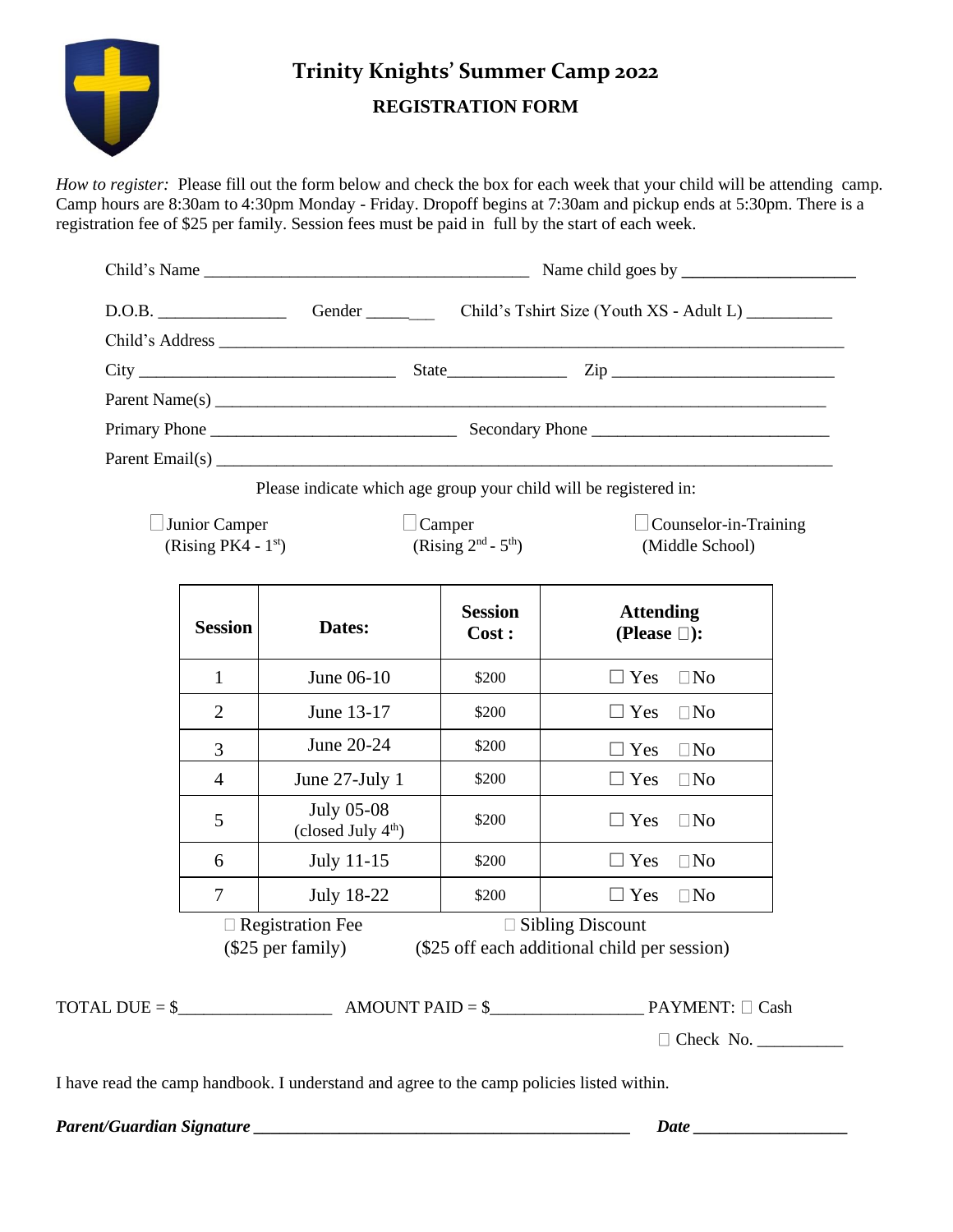# Trinity Knights' Summer Camp 2022

## REGISTRATION FORM

*How to register:* Please fill out the form below and check the box for each week that your child will be attending camp. Camp hours are 8:30am to 4:30pm Monday - Friday. Dropoff begins at 7:30am and pickup ends at 5:30pm. There is a registration fee of $25 per family. Session fees must be paid in full by the start of each week.

Child's Name ______________________________________ Name child goes by ____________________

D.O.B. _______________ Gender ________ Child's Tshirt Size (Youth XS - Adult L) __________

Child's Address ___________________________________________________________________________

City ______________________________ State______________ Zip _________________________

Parent Name(s) ____________________________________________________________________________

Primary Phone _____________________________ Secondary Phone ____________________________

Parent Email(s) ____________________________________________________________________________

Please indicate which age group your child will be registered in:

☐ Junior Camper (Rising PK4 - 1st)    ☐ Camper (Rising 2nd - 5th)    ☐ Counselor-in-Training (Middle School)

| Session | Dates: | Session Cost : | Attending (Please ☐): |
|---|---|---|---|
| 1 | June 06-10 | $200 | ☐ Yes ☐ No |
| 2 | June 13-17 | $200 | ☐ Yes ☐ No |
| 3 | June 20-24 | $200 | ☐ Yes ☐ No |
| 4 | June 27-July 1 | $200 | ☐ Yes ☐ No |
| 5 | July 05-08 (closed July 4th) | $200 | ☐ Yes ☐ No |
| 6 | July 11-15 | $200 | ☐ Yes ☐ No |
| 7 | July 18-22 | $200 | ☐ Yes ☐ No |

☐ Registration Fee ($25 per family)    ☐ Sibling Discount ($25 off each additional child per session)

TOTAL DUE = $__________________ AMOUNT PAID = $__________________ PAYMENT: ☐ Cash

☐ Check No. __________

I have read the camp handbook. I understand and agree to the camp policies listed within.

***Parent/Guardian Signature*** ______________________________________________ ***Date*** __________________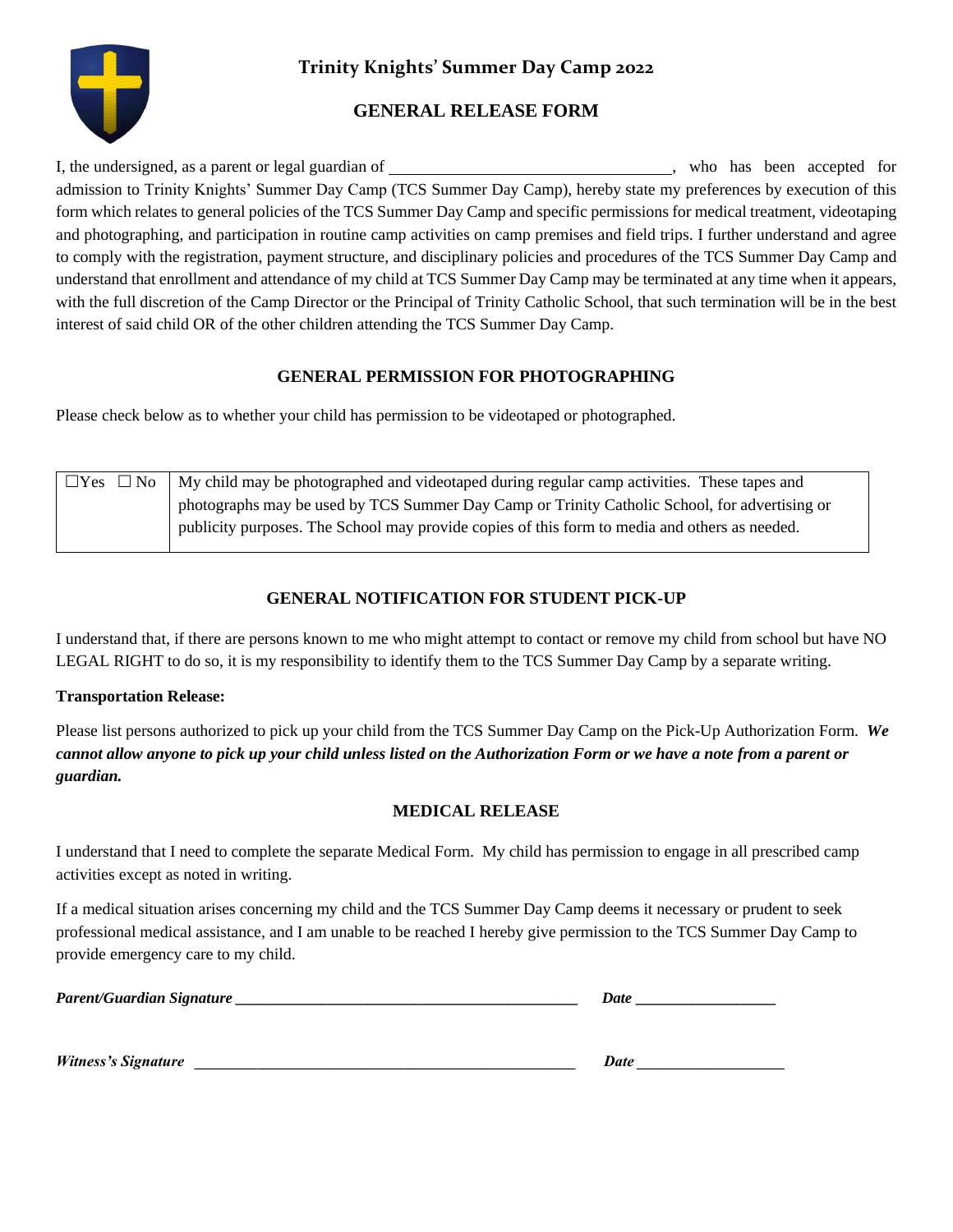# Trinity Knights' Summer Day Camp 2022

## GENERAL RELEASE FORM

I, the undersigned, as a parent or legal guardian of ________________________________, who has been accepted for admission to Trinity Knights' Summer Day Camp (TCS Summer Day Camp), hereby state my preferences by execution of this form which relates to general policies of the TCS Summer Day Camp and specific permissions for medical treatment, videotaping and photographing, and participation in routine camp activities on camp premises and field trips. I further understand and agree to comply with the registration, payment structure, and disciplinary policies and procedures of the TCS Summer Day Camp and understand that enrollment and attendance of my child at TCS Summer Day Camp may be terminated at any time when it appears, with the full discretion of the Camp Director or the Principal of Trinity Catholic School, that such termination will be in the best interest of said child OR of the other children attending the TCS Summer Day Camp.

### GENERAL PERMISSION FOR PHOTOGRAPHING

Please check below as to whether your child has permission to be videotaped or photographed.

| ☐Yes ☐ No | My child may be photographed and videotaped during regular camp activities. These tapes and photographs may be used by TCS Summer Day Camp or Trinity Catholic School, for advertising or publicity purposes. The School may provide copies of this form to media and others as needed. |
|---|---|

### GENERAL NOTIFICATION FOR STUDENT PICK-UP

I understand that, if there are persons known to me who might attempt to contact or remove my child from school but have NO LEGAL RIGHT to do so, it is my responsibility to identify them to the TCS Summer Day Camp by a separate writing.

**Transportation Release:**

Please list persons authorized to pick up your child from the TCS Summer Day Camp on the Pick-Up Authorization Form. ***We cannot allow anyone to pick up your child unless listed on the Authorization Form or we have a note from a parent or guardian.***

### MEDICAL RELEASE

I understand that I need to complete the separate Medical Form. My child has permission to engage in all prescribed camp activities except as noted in writing.

If a medical situation arises concerning my child and the TCS Summer Day Camp deems it necessary or prudent to seek professional medical assistance, and I am unable to be reached I hereby give permission to the TCS Summer Day Camp to provide emergency care to my child.

***Parent/Guardian Signature*** ________________________________ ***Date*** ______________

***Witness's Signature*** ________________________________ ***Date*** ______________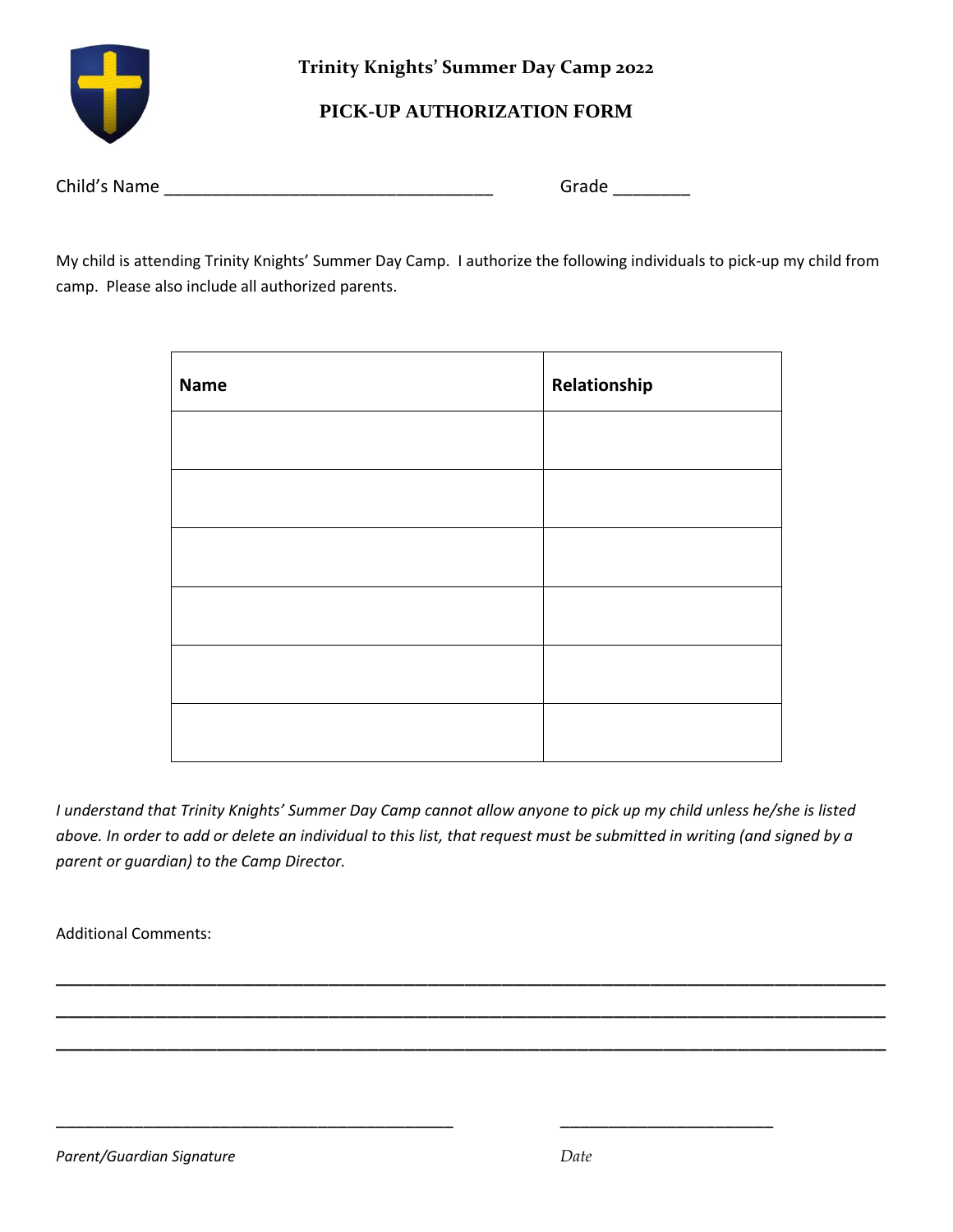**Trinity Knights' Summer Day Camp 2022**

**PICK-UP AUTHORIZATION FORM**

Child's Name ___________________________________ Grade ________

My child is attending Trinity Knights' Summer Day Camp. I authorize the following individuals to pick-up my child from camp. Please also include all authorized parents.

| Name | Relationship |
|---|---|
| | |
| | |
| | |
| | |
| | |
| | |

*I understand that Trinity Knights' Summer Day Camp cannot allow anyone to pick up my child unless he/she is listed above. In order to add or delete an individual to this list, that request must be submitted in writing (and signed by a parent or guardian) to the Camp Director.*

Additional Comments:

_____________________________________________________________________________________

_____________________________________________________________________________________

_____________________________________________________________________________________

_____________________________________________ _______________________

*Parent/Guardian Signature* *Date*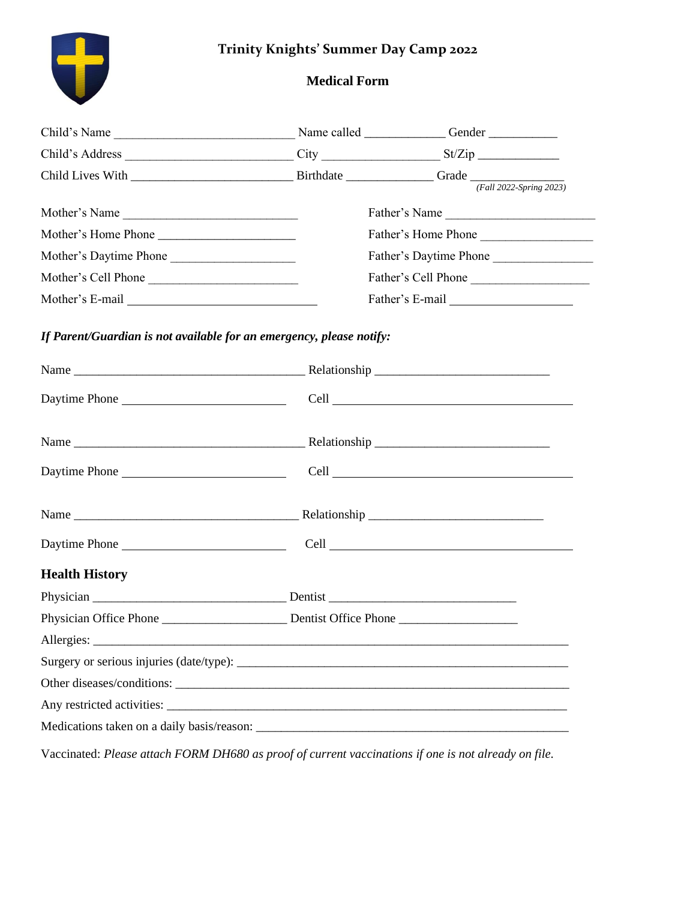# Trinity Knights' Summer Day Camp 2022

## Medical Form

Child's Name ____________________________ Name called _____________ Gender ___________

Child's Address __________________________ City __________________ St/Zip _____________

Child Lives With _________________________ Birthdate _____________ Grade ______________
*(Fall 2022-Spring 2023)*

Mother's Name ___________________________ Father's Name ________________________

Mother's Home Phone ______________________ Father's Home Phone __________________

Mother's Daytime Phone ____________________ Father's Daytime Phone ________________

Mother's Cell Phone _______________________ Father's Cell Phone ___________________

Mother's E-mail ______________________________ Father's E-mail ____________________

***If Parent/Guardian is not available for an emergency, please notify:***

Name ____________________________________ Relationship ___________________________

Daytime Phone _________________________ Cell _______________________________________

Name ____________________________________ Relationship ___________________________

Daytime Phone _________________________ Cell _______________________________________

Name ____________________________________ Relationship ___________________________

Daytime Phone _________________________ Cell _______________________________________

### Health History

Physician _______________________________ Dentist _____________________________

Physician Office Phone ____________________ Dentist Office Phone ___________________

Allergies: ___________________________________________________________________________

Surgery or serious injuries (date/type): ______________________________________________________

Other diseases/conditions: _________________________________________________________________

Any restricted activities: __________________________________________________________________

Medications taken on a daily basis/reason: ____________________________________________________

Vaccinated: *Please attach FORM DH680 as proof of current vaccinations if one is not already on file.*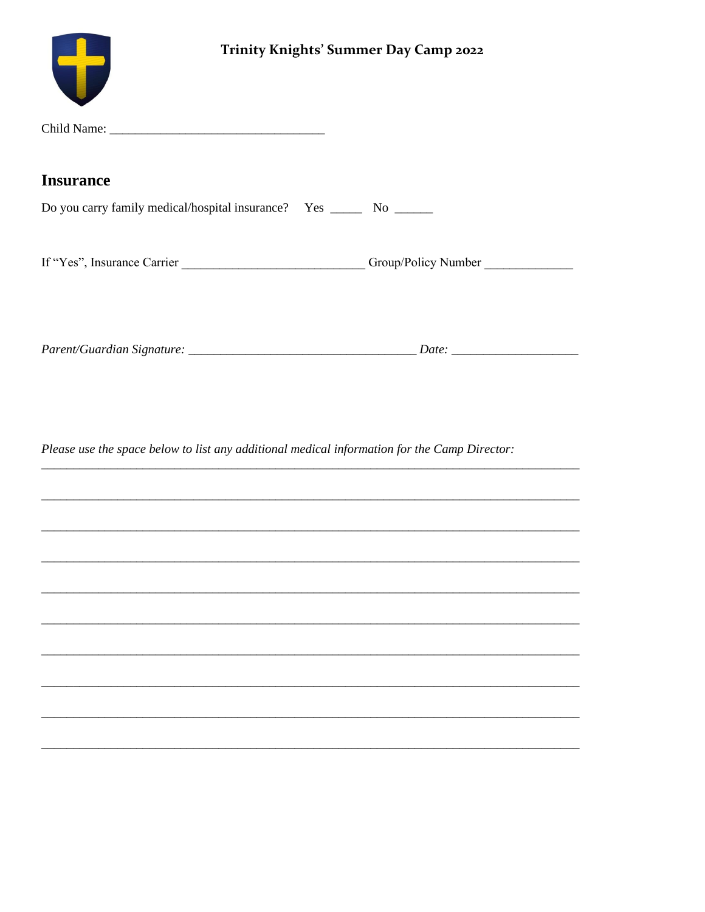# Trinity Knights' Summer Day Camp 2022

Child Name: ________________________________

## Insurance

Do you carry family medical/hospital insurance? Yes _____ No ______

If "Yes", Insurance Carrier ___________________________ Group/Policy Number _____________

*Parent/Guardian Signature:* __________________________________ *Date:* ___________________

*Please use the space below to list any additional medical information for the Camp Director:*

________________________________________________________________________________

________________________________________________________________________________

________________________________________________________________________________

________________________________________________________________________________

________________________________________________________________________________

________________________________________________________________________________

________________________________________________________________________________

________________________________________________________________________________

________________________________________________________________________________

________________________________________________________________________________